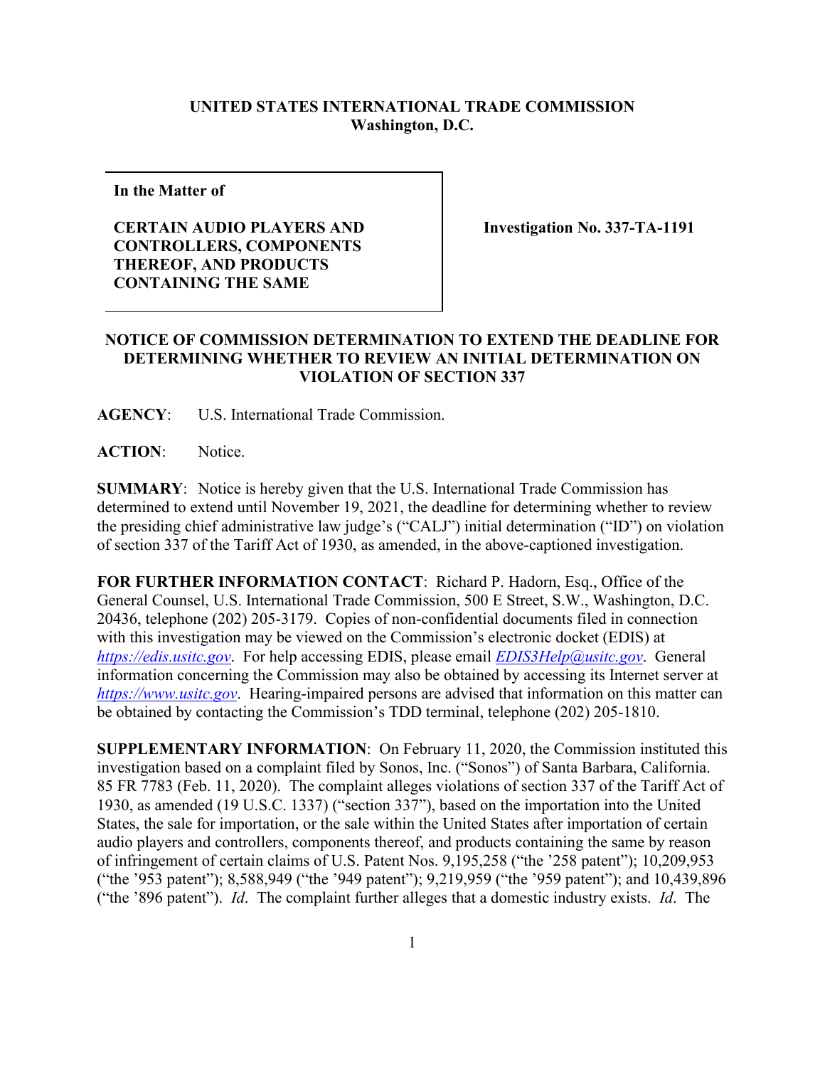**UNITED STATES INTERNATIONAL TRADE COMMISSION**
**Washington, D.C.**

| **In the Matter of**<br><br>**CERTAIN AUDIO PLAYERS AND CONTROLLERS, COMPONENTS THEREOF, AND PRODUCTS CONTAINING THE SAME** | **Investigation No. 337-TA-1191** |
|---|---|

**NOTICE OF COMMISSION DETERMINATION TO EXTEND THE DEADLINE FOR DETERMINING WHETHER TO REVIEW AN INITIAL DETERMINATION ON VIOLATION OF SECTION 337**

**AGENCY**: U.S. International Trade Commission.

**ACTION**: Notice.

**SUMMARY**: Notice is hereby given that the U.S. International Trade Commission has determined to extend until November 19, 2021, the deadline for determining whether to review the presiding chief administrative law judge's ("CALJ") initial determination ("ID") on violation of section 337 of the Tariff Act of 1930, as amended, in the above-captioned investigation.

**FOR FURTHER INFORMATION CONTACT**: Richard P. Hadorn, Esq., Office of the General Counsel, U.S. International Trade Commission, 500 E Street, S.W., Washington, D.C. 20436, telephone (202) 205-3179. Copies of non-confidential documents filed in connection with this investigation may be viewed on the Commission's electronic docket (EDIS) at *https://edis.usitc.gov*. For help accessing EDIS, please email *EDIS3Help@usitc.gov*. General information concerning the Commission may also be obtained by accessing its Internet server at *https://www.usitc.gov*. Hearing-impaired persons are advised that information on this matter can be obtained by contacting the Commission's TDD terminal, telephone (202) 205-1810.

**SUPPLEMENTARY INFORMATION**: On February 11, 2020, the Commission instituted this investigation based on a complaint filed by Sonos, Inc. ("Sonos") of Santa Barbara, California. 85 FR 7783 (Feb. 11, 2020). The complaint alleges violations of section 337 of the Tariff Act of 1930, as amended (19 U.S.C. 1337) ("section 337"), based on the importation into the United States, the sale for importation, or the sale within the United States after importation of certain audio players and controllers, components thereof, and products containing the same by reason of infringement of certain claims of U.S. Patent Nos. 9,195,258 ("the '258 patent"); 10,209,953 ("the '953 patent"); 8,588,949 ("the '949 patent"); 9,219,959 ("the '959 patent"); and 10,439,896 ("the '896 patent"). *Id*. The complaint further alleges that a domestic industry exists. *Id*. The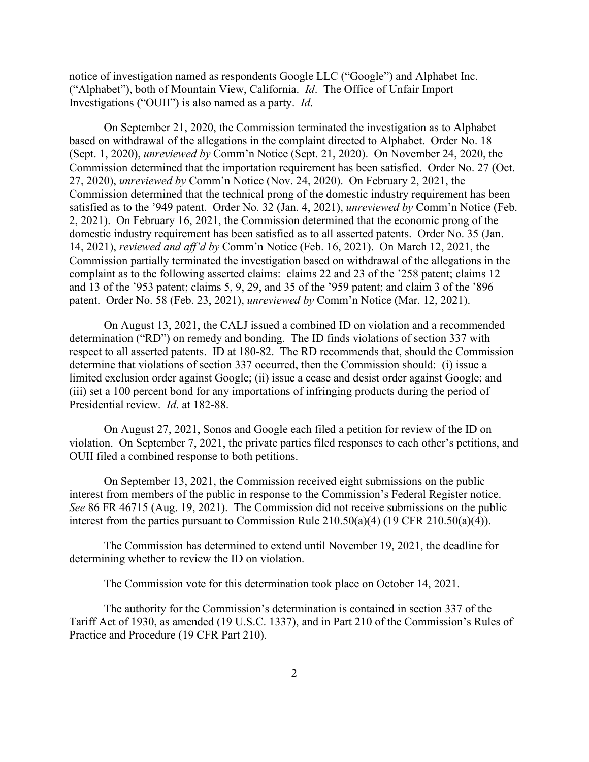notice of investigation named as respondents Google LLC ("Google") and Alphabet Inc. ("Alphabet"), both of Mountain View, California. *Id*. The Office of Unfair Import Investigations ("OUII") is also named as a party. *Id*.

On September 21, 2020, the Commission terminated the investigation as to Alphabet based on withdrawal of the allegations in the complaint directed to Alphabet. Order No. 18 (Sept. 1, 2020), *unreviewed by* Comm'n Notice (Sept. 21, 2020). On November 24, 2020, the Commission determined that the importation requirement has been satisfied. Order No. 27 (Oct. 27, 2020), *unreviewed by* Comm'n Notice (Nov. 24, 2020). On February 2, 2021, the Commission determined that the technical prong of the domestic industry requirement has been satisfied as to the '949 patent. Order No. 32 (Jan. 4, 2021), *unreviewed by* Comm'n Notice (Feb. 2, 2021). On February 16, 2021, the Commission determined that the economic prong of the domestic industry requirement has been satisfied as to all asserted patents. Order No. 35 (Jan. 14, 2021), *reviewed and aff'd by* Comm'n Notice (Feb. 16, 2021). On March 12, 2021, the Commission partially terminated the investigation based on withdrawal of the allegations in the complaint as to the following asserted claims: claims 22 and 23 of the '258 patent; claims 12 and 13 of the '953 patent; claims 5, 9, 29, and 35 of the '959 patent; and claim 3 of the '896 patent. Order No. 58 (Feb. 23, 2021), *unreviewed by* Comm'n Notice (Mar. 12, 2021).

On August 13, 2021, the CALJ issued a combined ID on violation and a recommended determination ("RD") on remedy and bonding. The ID finds violations of section 337 with respect to all asserted patents. ID at 180-82. The RD recommends that, should the Commission determine that violations of section 337 occurred, then the Commission should: (i) issue a limited exclusion order against Google; (ii) issue a cease and desist order against Google; and (iii) set a 100 percent bond for any importations of infringing products during the period of Presidential review. *Id*. at 182-88.

On August 27, 2021, Sonos and Google each filed a petition for review of the ID on violation. On September 7, 2021, the private parties filed responses to each other's petitions, and OUII filed a combined response to both petitions.

On September 13, 2021, the Commission received eight submissions on the public interest from members of the public in response to the Commission's Federal Register notice. *See* 86 FR 46715 (Aug. 19, 2021). The Commission did not receive submissions on the public interest from the parties pursuant to Commission Rule 210.50(a)(4) (19 CFR 210.50(a)(4)).

The Commission has determined to extend until November 19, 2021, the deadline for determining whether to review the ID on violation.

The Commission vote for this determination took place on October 14, 2021.

The authority for the Commission's determination is contained in section 337 of the Tariff Act of 1930, as amended (19 U.S.C. 1337), and in Part 210 of the Commission's Rules of Practice and Procedure (19 CFR Part 210).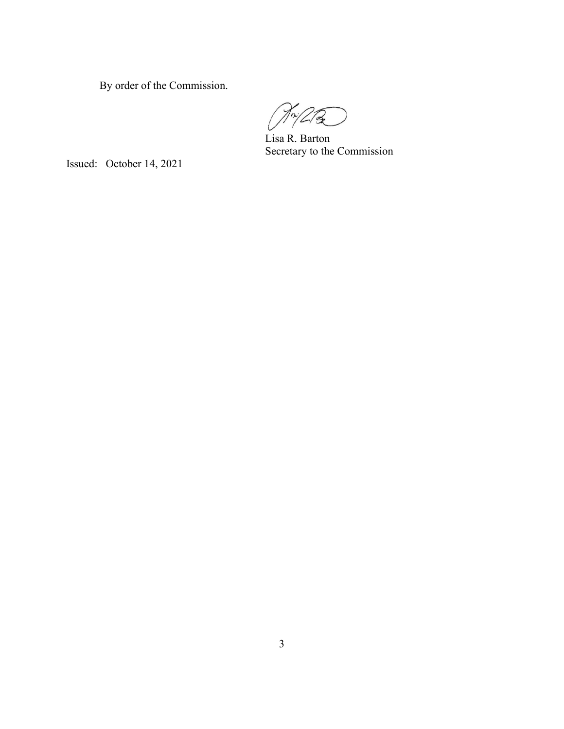By order of the Commission.

Lisa R. Barton
Secretary to the Commission

Issued: October 14, 2021